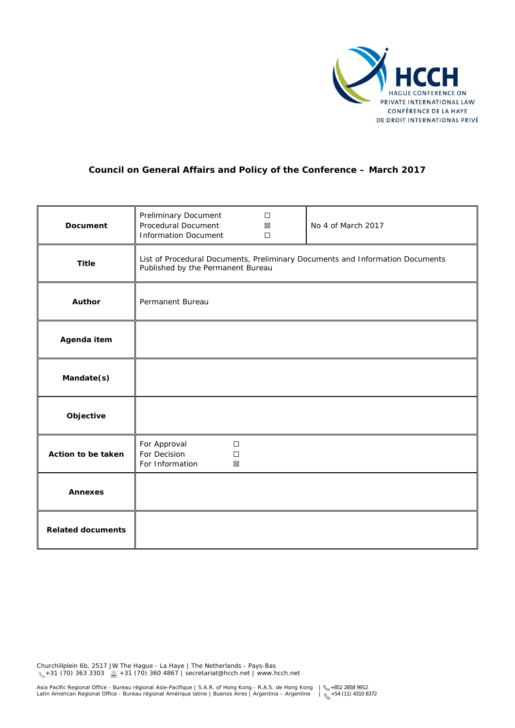HCCH
HAGUE CONFERENCE ON PRIVATE INTERNATIONAL LAW
CONFÉRENCE DE LA HAYE DE DROIT INTERNATIONAL PRIVÉ

## Council on General Affairs and Policy of the Conference – March 2017

| **Document** | Preliminary Document ☐<br>Procedural Document ☒<br>Information Document ☐ | No 4 of March 2017 |
|---|---|---|
| **Title** | List of Procedural Documents, Preliminary Documents and Information Documents Published by the Permanent Bureau | |
| **Author** | Permanent Bureau | |
| **Agenda item** | | |
| **Mandate(s)** | | |
| **Objective** | | |
| **Action to be taken** | For Approval ☐<br>For Decision ☐<br>For Information ☒ | |
| **Annexes** | | |
| **Related documents** | | |

Churchillplein 6b, 2517 JW The Hague - La Haye | The Netherlands - Pays-Bas
+31 (70) 363 3303 | +31 (70) 360 4867 | secretariat@hcch.net | www.hcch.net

Asia Pacific Regional Office - Bureau régional Asie-Pacifique | S.A.R. of Hong Kong - R.A.S. de Hong Kong | +852 2858 9912
Latin American Regional Office - Bureau régional Amérique latine | Buenos Aires | Argentina – Argentine | +54 (11) 4310 8372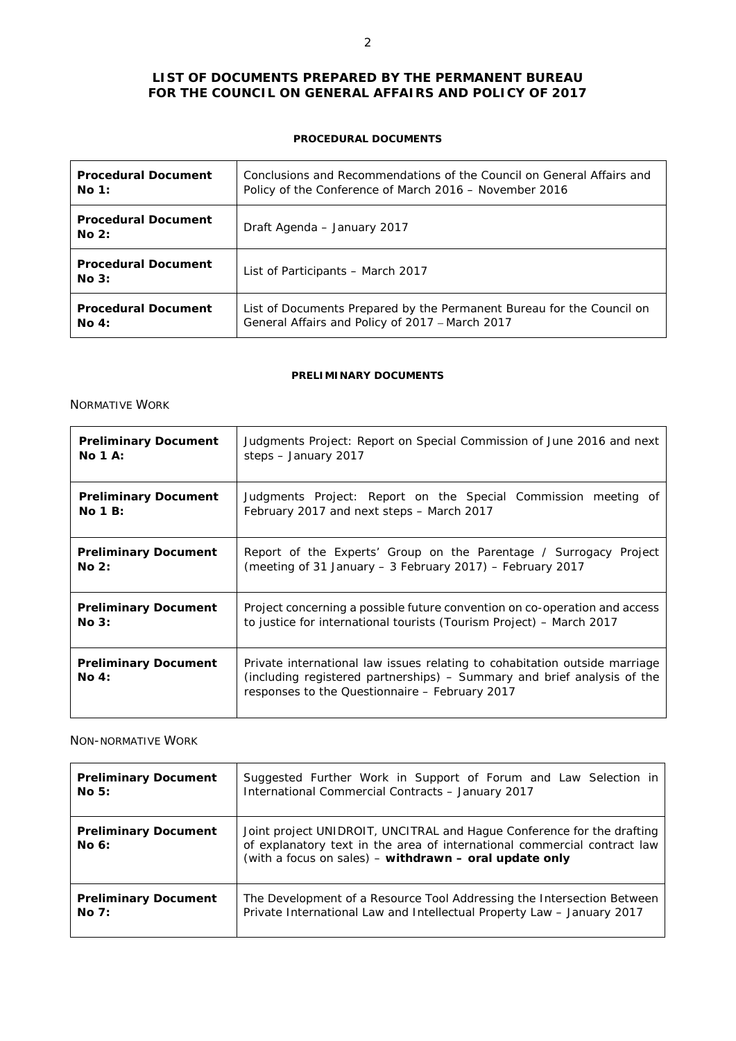# LIST OF DOCUMENTS PREPARED BY THE PERMANENT BUREAU FOR THE COUNCIL ON GENERAL AFFAIRS AND POLICY OF 2017

## PROCEDURAL DOCUMENTS

| | |
|---|---|
| **Procedural Document No 1:** | Conclusions and Recommendations of the Council on General Affairs and Policy of the Conference of March 2016 – November 2016 |
| **Procedural Document No 2:** | Draft Agenda – January 2017 |
| **Procedural Document No 3:** | List of Participants – March 2017 |
| **Procedural Document No 4:** | List of Documents Prepared by the Permanent Bureau for the Council on General Affairs and Policy of 2017 – March 2017 |

## PRELIMINARY DOCUMENTS

### NORMATIVE WORK

| | |
|---|---|
| **Preliminary Document No 1 A:** | Judgments Project: Report on Special Commission of June 2016 and next steps – January 2017 |
| **Preliminary Document No 1 B:** | Judgments Project: Report on the Special Commission meeting of February 2017 and next steps – March 2017 |
| **Preliminary Document No 2:** | Report of the Experts' Group on the Parentage / Surrogacy Project (meeting of 31 January – 3 February 2017) – February 2017 |
| **Preliminary Document No 3:** | Project concerning a possible future convention on co-operation and access to justice for international tourists (Tourism Project) – March 2017 |
| **Preliminary Document No 4:** | Private international law issues relating to cohabitation outside marriage (including registered partnerships) – Summary and brief analysis of the responses to the Questionnaire – February 2017 |

### NON-NORMATIVE WORK

| | |
|---|---|
| **Preliminary Document No 5:** | Suggested Further Work in Support of Forum and Law Selection in International Commercial Contracts – January 2017 |
| **Preliminary Document No 6:** | Joint project UNIDROIT, UNCITRAL and Hague Conference for the drafting of explanatory text in the area of international commercial contract law (with a focus on sales) – **withdrawn – oral update only** |
| **Preliminary Document No 7:** | The Development of a Resource Tool Addressing the Intersection Between Private International Law and Intellectual Property Law – January 2017 |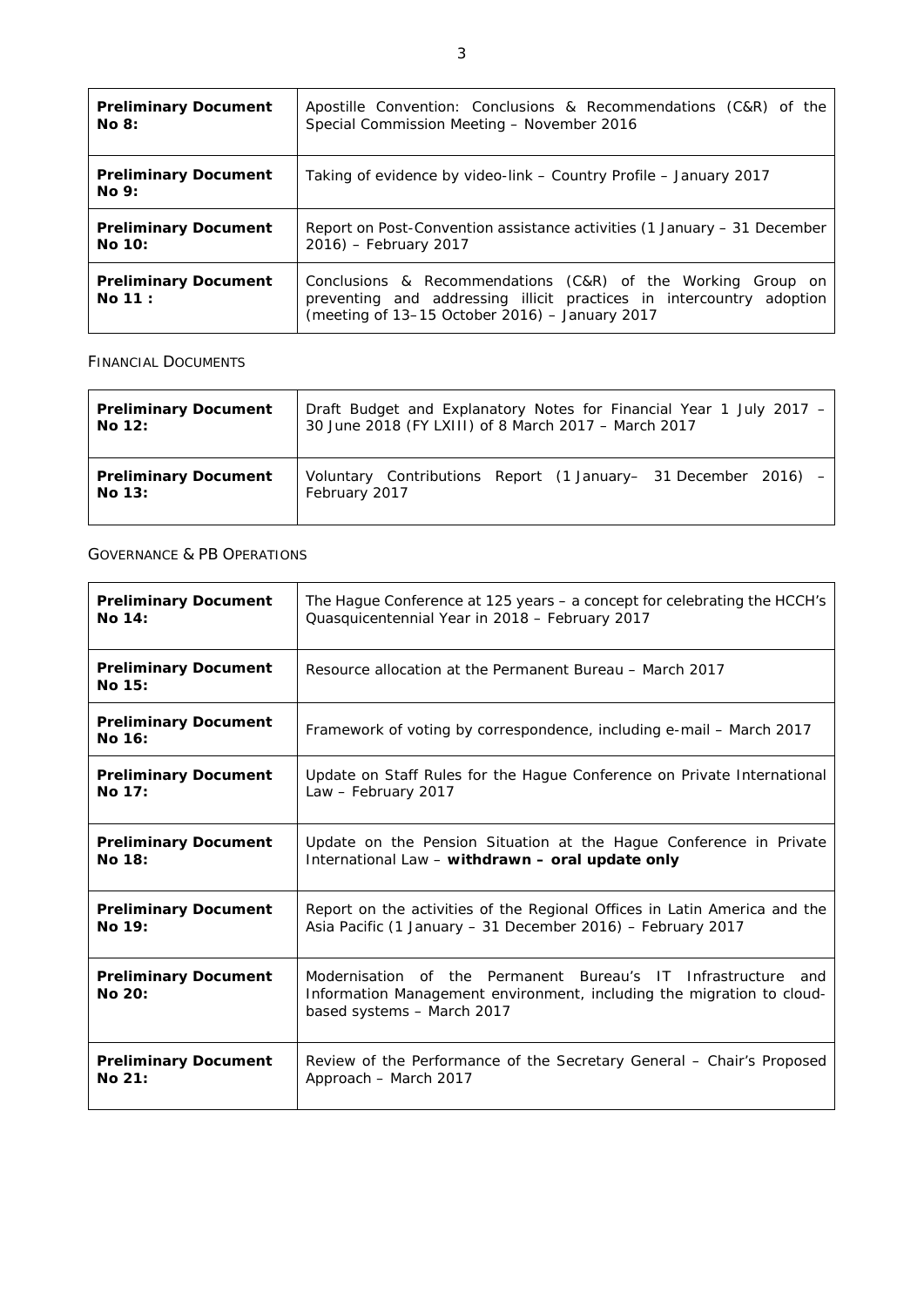| **Preliminary Document No 8:** | Apostille Convention: Conclusions & Recommendations (C&R) of the Special Commission Meeting – November 2016 |
|---|---|
| **Preliminary Document No 9:** | Taking of evidence by video-link – Country Profile – January 2017 |
| **Preliminary Document No 10:** | Report on Post-Convention assistance activities (1 January – 31 December 2016) – February 2017 |
| **Preliminary Document No 11 :** | Conclusions & Recommendations (C&R) of the Working Group on preventing and addressing illicit practices in intercountry adoption (meeting of 13–15 October 2016) – January 2017 |

FINANCIAL DOCUMENTS

| **Preliminary Document No 12:** | Draft Budget and Explanatory Notes for Financial Year 1 July 2017 – 30 June 2018 (FY LXIII) of 8 March 2017 – March 2017 |
|---|---|
| **Preliminary Document No 13:** | Voluntary Contributions Report (1 January– 31 December 2016) – February 2017 |

GOVERNANCE & PB OPERATIONS

| **Preliminary Document No 14:** | The Hague Conference at 125 years – a concept for celebrating the HCCH's Quasquicentennial Year in 2018 – February 2017 |
|---|---|
| **Preliminary Document No 15:** | Resource allocation at the Permanent Bureau – March 2017 |
| **Preliminary Document No 16:** | Framework of voting by correspondence, including e-mail – March 2017 |
| **Preliminary Document No 17:** | Update on Staff Rules for the Hague Conference on Private International Law – February 2017 |
| **Preliminary Document No 18:** | Update on the Pension Situation at the Hague Conference in Private International Law – **withdrawn – oral update only** |
| **Preliminary Document No 19:** | Report on the activities of the Regional Offices in Latin America and the Asia Pacific (1 January – 31 December 2016) – February 2017 |
| **Preliminary Document No 20:** | Modernisation of the Permanent Bureau's IT Infrastructure and Information Management environment, including the migration to cloud-based systems – March 2017 |
| **Preliminary Document No 21:** | Review of the Performance of the Secretary General – Chair's Proposed Approach – March 2017 |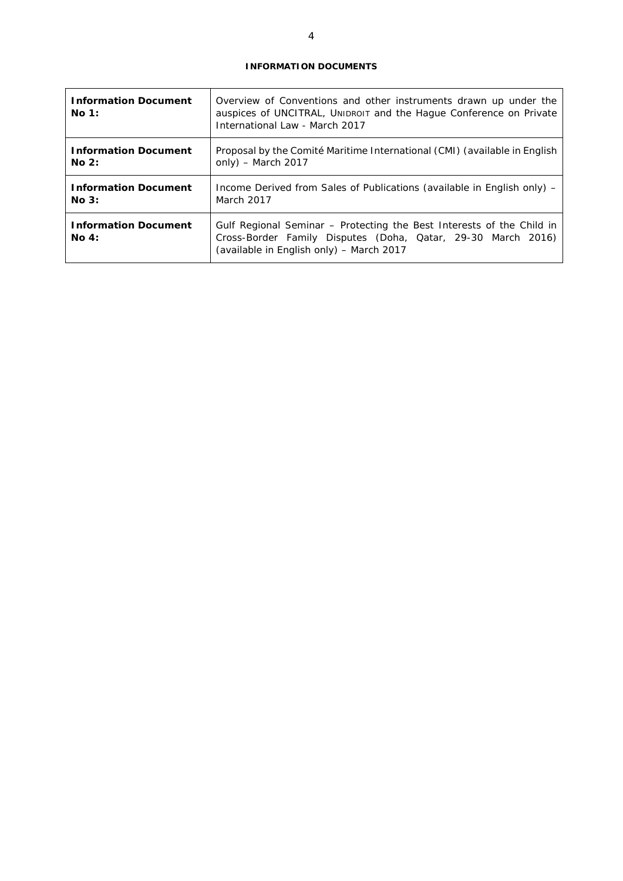**INFORMATION DOCUMENTS**

| | |
|---|---|
| **Information Document No 1:** | Overview of Conventions and other instruments drawn up under the auspices of UNCITRAL, UNIDROIT and the Hague Conference on Private International Law - March 2017 |
| **Information Document No 2:** | Proposal by the Comité Maritime International (CMI) (available in English only) – March 2017 |
| **Information Document No 3:** | Income Derived from Sales of Publications (available in English only) – March 2017 |
| **Information Document No 4:** | Gulf Regional Seminar – Protecting the Best Interests of the Child in Cross-Border Family Disputes (Doha, Qatar, 29-30 March 2016) (available in English only) – March 2017 |